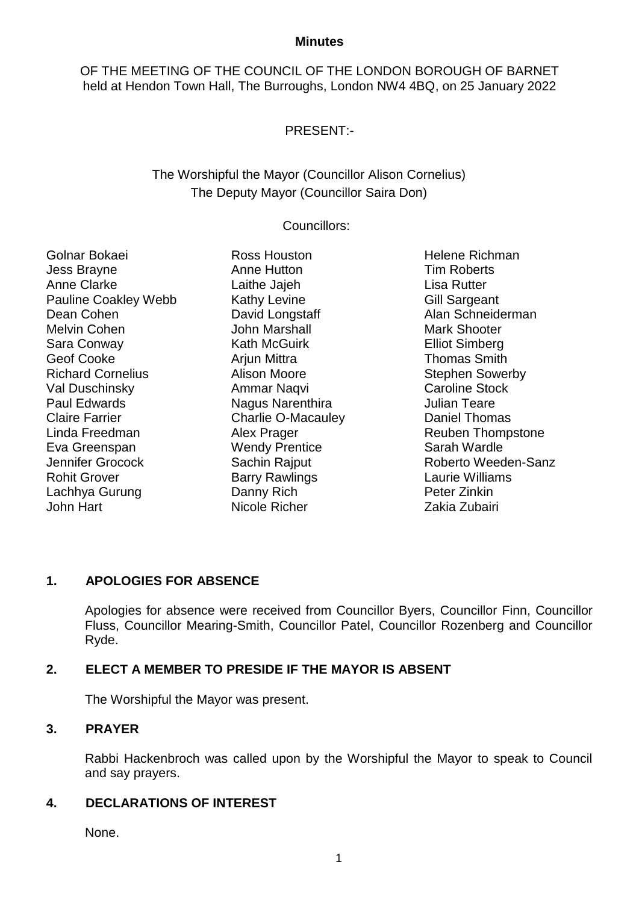**Minutes**

OF THE MEETING OF THE COUNCIL OF THE LONDON BOROUGH OF BARNET
held at Hendon Town Hall, The Burroughs, London NW4 4BQ, on 25 January 2022

PRESENT:-

The Worshipful the Mayor (Councillor Alison Cornelius)
The Deputy Mayor (Councillor Saira Don)

Councillors:

Golnar Bokaei
Jess Brayne
Anne Clarke
Pauline Coakley Webb
Dean Cohen
Melvin Cohen
Sara Conway
Geof Cooke
Richard Cornelius
Val Duschinsky
Paul Edwards
Claire Farrier
Linda Freedman
Eva Greenspan
Jennifer Grocock
Rohit Grover
Lachhya Gurung
John Hart
Ross Houston
Anne Hutton
Laithe Jajeh
Kathy Levine
David Longstaff
John Marshall
Kath McGuirk
Arjun Mittra
Alison Moore
Ammar Naqvi
Nagus Narenthira
Charlie O-Macauley
Alex Prager
Wendy Prentice
Sachin Rajput
Barry Rawlings
Danny Rich
Nicole Richer
Helene Richman
Tim Roberts
Lisa Rutter
Gill Sargeant
Alan Schneiderman
Mark Shooter
Elliot Simberg
Thomas Smith
Stephen Sowerby
Caroline Stock
Julian Teare
Daniel Thomas
Reuben Thompstone
Sarah Wardle
Roberto Weeden-Sanz
Laurie Williams
Peter Zinkin
Zakia Zubairi

## 1. APOLOGIES FOR ABSENCE

Apologies for absence were received from Councillor Byers, Councillor Finn, Councillor Fluss, Councillor Mearing-Smith, Councillor Patel, Councillor Rozenberg and Councillor Ryde.

## 2. ELECT A MEMBER TO PRESIDE IF THE MAYOR IS ABSENT

The Worshipful the Mayor was present.

## 3. PRAYER

Rabbi Hackenbroch was called upon by the Worshipful the Mayor to speak to Council and say prayers.

## 4. DECLARATIONS OF INTEREST

None.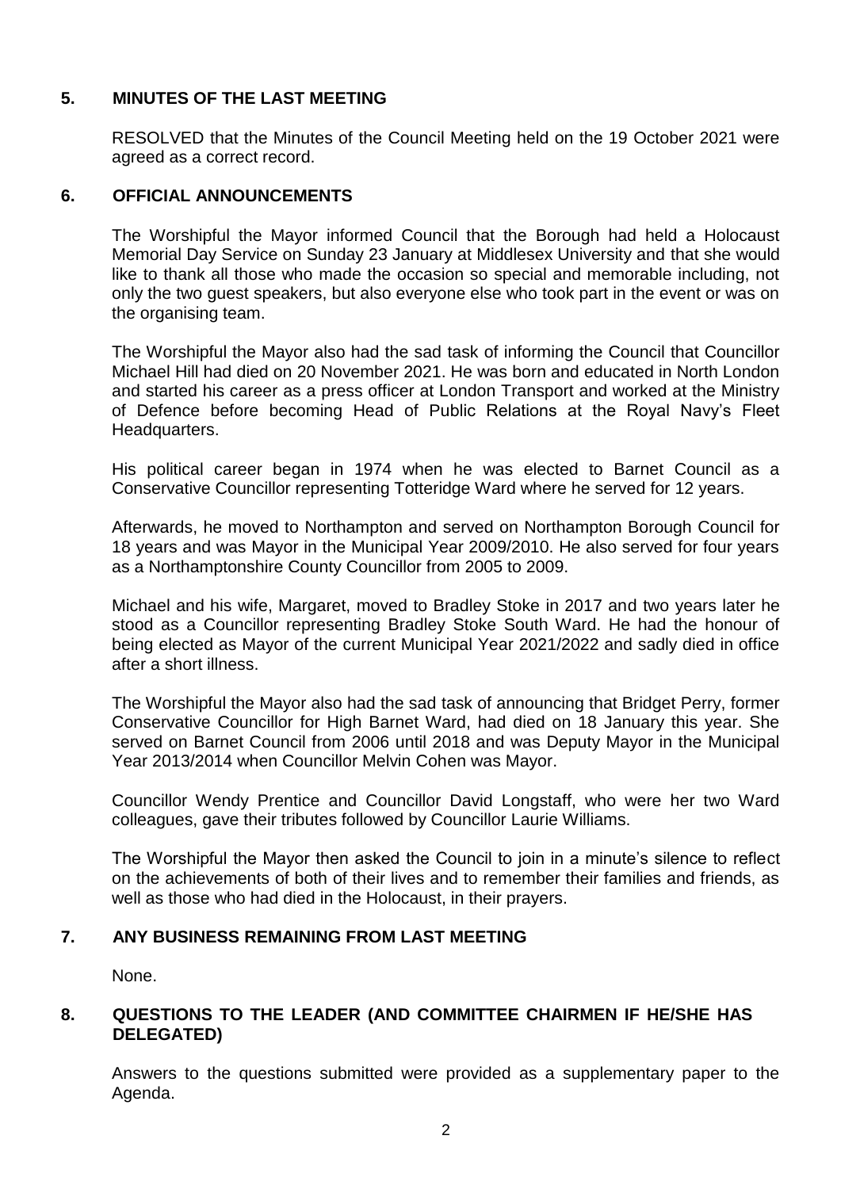## 5. MINUTES OF THE LAST MEETING

RESOLVED that the Minutes of the Council Meeting held on the 19 October 2021 were agreed as a correct record.

## 6. OFFICIAL ANNOUNCEMENTS

The Worshipful the Mayor informed Council that the Borough had held a Holocaust Memorial Day Service on Sunday 23 January at Middlesex University and that she would like to thank all those who made the occasion so special and memorable including, not only the two guest speakers, but also everyone else who took part in the event or was on the organising team.

The Worshipful the Mayor also had the sad task of informing the Council that Councillor Michael Hill had died on 20 November 2021. He was born and educated in North London and started his career as a press officer at London Transport and worked at the Ministry of Defence before becoming Head of Public Relations at the Royal Navy's Fleet Headquarters.

His political career began in 1974 when he was elected to Barnet Council as a Conservative Councillor representing Totteridge Ward where he served for 12 years.

Afterwards, he moved to Northampton and served on Northampton Borough Council for 18 years and was Mayor in the Municipal Year 2009/2010. He also served for four years as a Northamptonshire County Councillor from 2005 to 2009.

Michael and his wife, Margaret, moved to Bradley Stoke in 2017 and two years later he stood as a Councillor representing Bradley Stoke South Ward. He had the honour of being elected as Mayor of the current Municipal Year 2021/2022 and sadly died in office after a short illness.

The Worshipful the Mayor also had the sad task of announcing that Bridget Perry, former Conservative Councillor for High Barnet Ward, had died on 18 January this year. She served on Barnet Council from 2006 until 2018 and was Deputy Mayor in the Municipal Year 2013/2014 when Councillor Melvin Cohen was Mayor.

Councillor Wendy Prentice and Councillor David Longstaff, who were her two Ward colleagues, gave their tributes followed by Councillor Laurie Williams.

The Worshipful the Mayor then asked the Council to join in a minute's silence to reflect on the achievements of both of their lives and to remember their families and friends, as well as those who had died in the Holocaust, in their prayers.

## 7. ANY BUSINESS REMAINING FROM LAST MEETING

None.

## 8. QUESTIONS TO THE LEADER (AND COMMITTEE CHAIRMEN IF HE/SHE HAS DELEGATED)

Answers to the questions submitted were provided as a supplementary paper to the Agenda.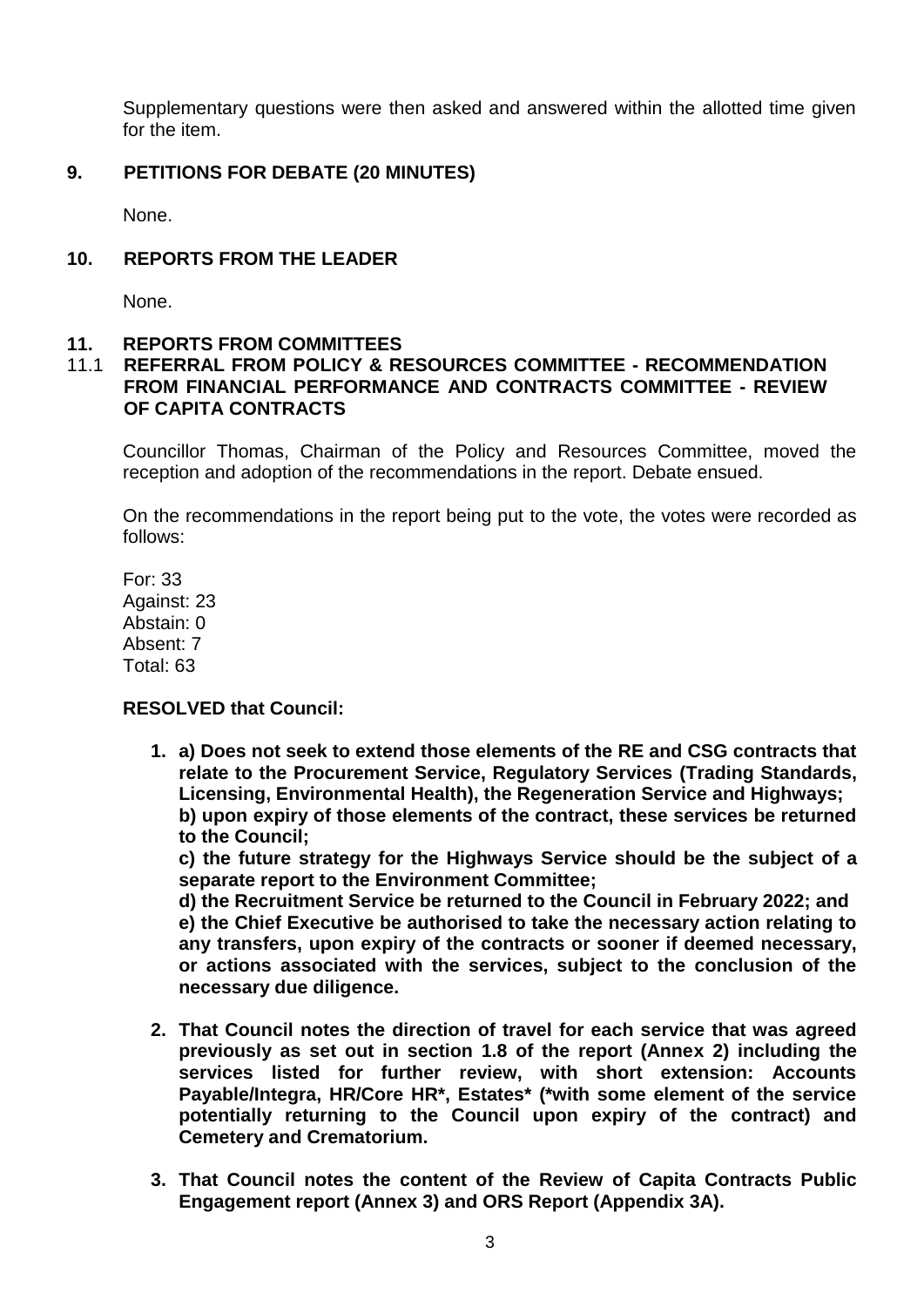Supplementary questions were then asked and answered within the allotted time given for the item.

## 9. PETITIONS FOR DEBATE (20 MINUTES)

None.

## 10. REPORTS FROM THE LEADER

None.

## 11. REPORTS FROM COMMITTEES

### 11.1 REFERRAL FROM POLICY & RESOURCES COMMITTEE - RECOMMENDATION FROM FINANCIAL PERFORMANCE AND CONTRACTS COMMITTEE - REVIEW OF CAPITA CONTRACTS

Councillor Thomas, Chairman of the Policy and Resources Committee, moved the reception and adoption of the recommendations in the report. Debate ensued.

On the recommendations in the report being put to the vote, the votes were recorded as follows:

For: 33
Against: 23
Abstain: 0
Absent: 7
Total: 63

**RESOLVED that Council:**

1. **a) Does not seek to extend those elements of the RE and CSG contracts that relate to the Procurement Service, Regulatory Services (Trading Standards, Licensing, Environmental Health), the Regeneration Service and Highways;**
   **b) upon expiry of those elements of the contract, these services be returned to the Council;**
   **c) the future strategy for the Highways Service should be the subject of a separate report to the Environment Committee;**
   **d) the Recruitment Service be returned to the Council in February 2022; and**
   **e) the Chief Executive be authorised to take the necessary action relating to any transfers, upon expiry of the contracts or sooner if deemed necessary, or actions associated with the services, subject to the conclusion of the necessary due diligence.**

2. **That Council notes the direction of travel for each service that was agreed previously as set out in section 1.8 of the report (Annex 2) including the services listed for further review, with short extension: Accounts Payable/Integra, HR/Core HR*, Estates* (*with some element of the service potentially returning to the Council upon expiry of the contract) and Cemetery and Crematorium.**

3. **That Council notes the content of the Review of Capita Contracts Public Engagement report (Annex 3) and ORS Report (Appendix 3A).**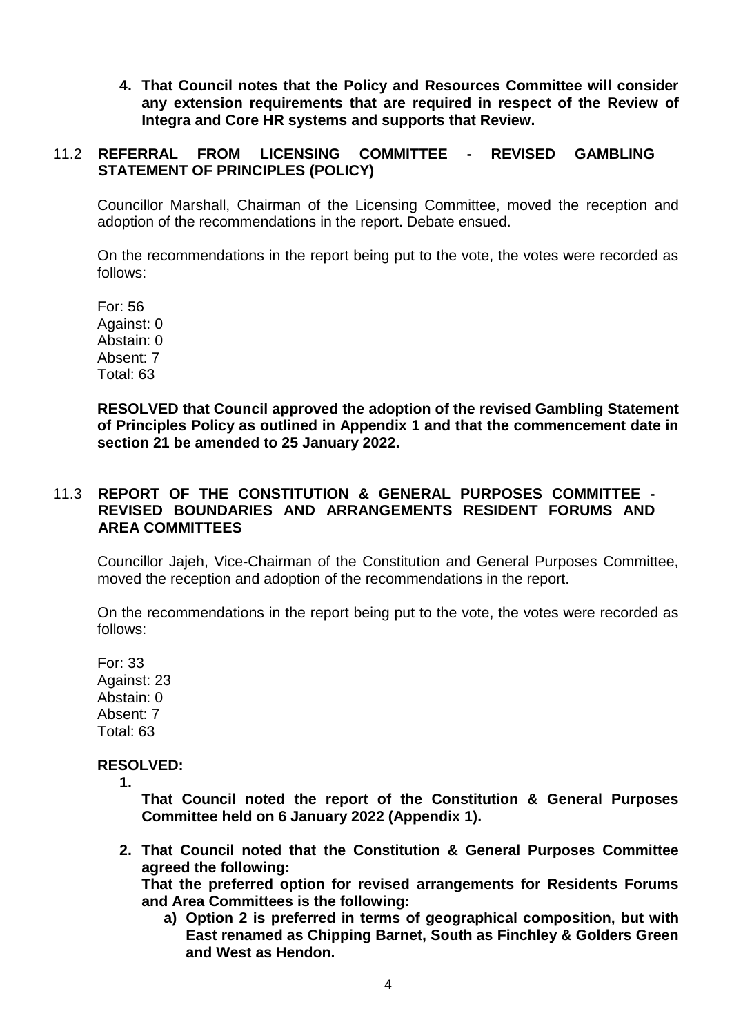**4. That Council notes that the Policy and Resources Committee will consider any extension requirements that are required in respect of the Review of Integra and Core HR systems and supports that Review.**

### 11.2 REFERRAL FROM LICENSING COMMITTEE - REVISED GAMBLING STATEMENT OF PRINCIPLES (POLICY)

Councillor Marshall, Chairman of the Licensing Committee, moved the reception and adoption of the recommendations in the report. Debate ensued.

On the recommendations in the report being put to the vote, the votes were recorded as follows:

For: 56
Against: 0
Abstain: 0
Absent: 7
Total: 63

**RESOLVED that Council approved the adoption of the revised Gambling Statement of Principles Policy as outlined in Appendix 1 and that the commencement date in section 21 be amended to 25 January 2022.**

### 11.3 REPORT OF THE CONSTITUTION & GENERAL PURPOSES COMMITTEE - REVISED BOUNDARIES AND ARRANGEMENTS RESIDENT FORUMS AND AREA COMMITTEES

Councillor Jajeh, Vice-Chairman of the Constitution and General Purposes Committee, moved the reception and adoption of the recommendations in the report.

On the recommendations in the report being put to the vote, the votes were recorded as follows:

For: 33
Against: 23
Abstain: 0
Absent: 7
Total: 63

**RESOLVED:**

1. **That Council noted the report of the Constitution & General Purposes Committee held on 6 January 2022 (Appendix 1).**

2. **That Council noted that the Constitution & General Purposes Committee agreed the following:**
   **That the preferred option for revised arrangements for Residents Forums and Area Committees is the following:**
   a) **Option 2 is preferred in terms of geographical composition, but with East renamed as Chipping Barnet, South as Finchley & Golders Green and West as Hendon.**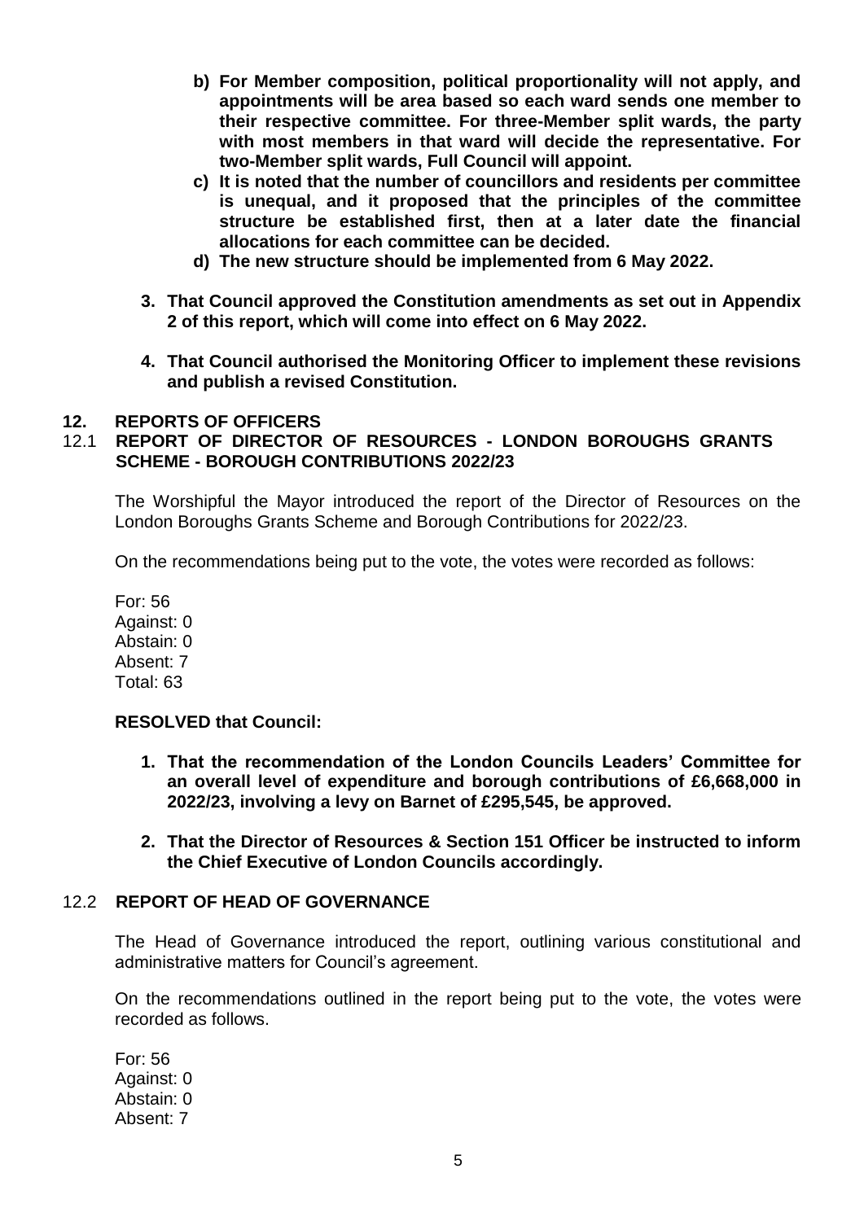- **b) For Member composition, political proportionality will not apply, and appointments will be area based so each ward sends one member to their respective committee. For three-Member split wards, the party with most members in that ward will decide the representative. For two-Member split wards, Full Council will appoint.**
- **c) It is noted that the number of councillors and residents per committee is unequal, and it proposed that the principles of the committee structure be established first, then at a later date the financial allocations for each committee can be decided.**
- **d) The new structure should be implemented from 6 May 2022.**

**3. That Council approved the Constitution amendments as set out in Appendix 2 of this report, which will come into effect on 6 May 2022.**

**4. That Council authorised the Monitoring Officer to implement these revisions and publish a revised Constitution.**

## 12. REPORTS OF OFFICERS

### 12.1 REPORT OF DIRECTOR OF RESOURCES - LONDON BOROUGHS GRANTS SCHEME - BOROUGH CONTRIBUTIONS 2022/23

The Worshipful the Mayor introduced the report of the Director of Resources on the London Boroughs Grants Scheme and Borough Contributions for 2022/23.

On the recommendations being put to the vote, the votes were recorded as follows:

For: 56
Against: 0
Abstain: 0
Absent: 7
Total: 63

**RESOLVED that Council:**

**1. That the recommendation of the London Councils Leaders' Committee for an overall level of expenditure and borough contributions of £6,668,000 in 2022/23, involving a levy on Barnet of £295,545, be approved.**

**2. That the Director of Resources & Section 151 Officer be instructed to inform the Chief Executive of London Councils accordingly.**

### 12.2 REPORT OF HEAD OF GOVERNANCE

The Head of Governance introduced the report, outlining various constitutional and administrative matters for Council's agreement.

On the recommendations outlined in the report being put to the vote, the votes were recorded as follows.

For: 56
Against: 0
Abstain: 0
Absent: 7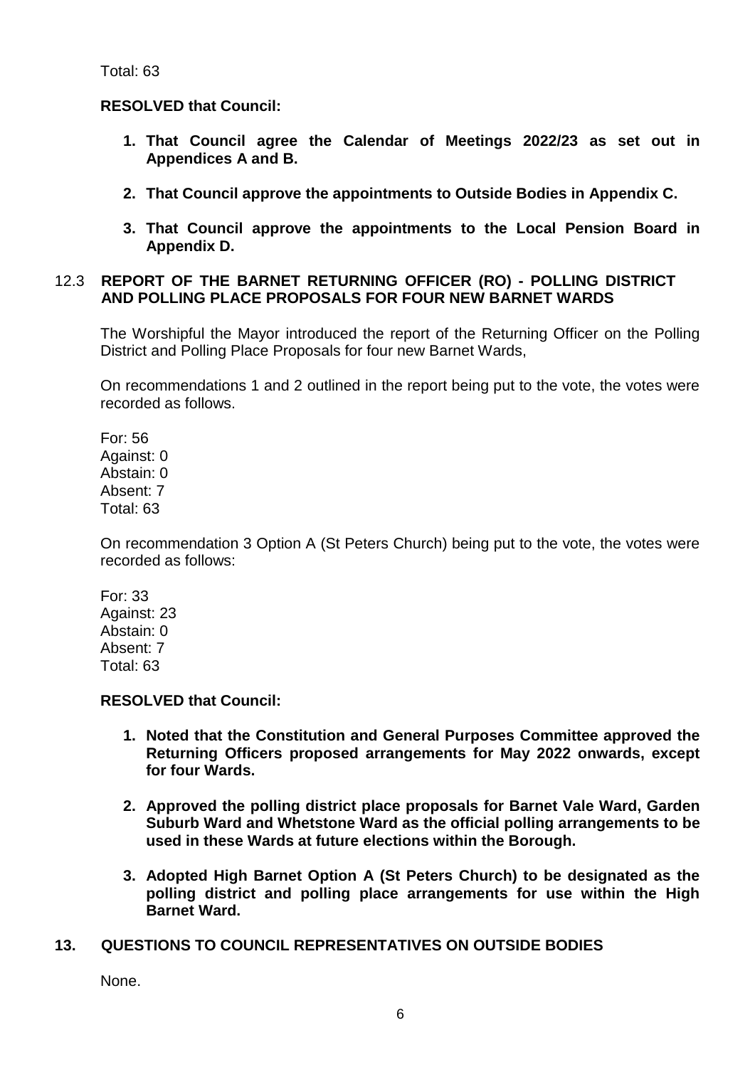Total: 63

**RESOLVED that Council:**

1. **That Council agree the Calendar of Meetings 2022/23 as set out in Appendices A and B.**

2. **That Council approve the appointments to Outside Bodies in Appendix C.**

3. **That Council approve the appointments to the Local Pension Board in Appendix D.**

### 12.3 REPORT OF THE BARNET RETURNING OFFICER (RO) - POLLING DISTRICT AND POLLING PLACE PROPOSALS FOR FOUR NEW BARNET WARDS

The Worshipful the Mayor introduced the report of the Returning Officer on the Polling District and Polling Place Proposals for four new Barnet Wards,

On recommendations 1 and 2 outlined in the report being put to the vote, the votes were recorded as follows.

For: 56
Against: 0
Abstain: 0
Absent: 7
Total: 63

On recommendation 3 Option A (St Peters Church) being put to the vote, the votes were recorded as follows:

For: 33
Against: 23
Abstain: 0
Absent: 7
Total: 63

**RESOLVED that Council:**

1. **Noted that the Constitution and General Purposes Committee approved the Returning Officers proposed arrangements for May 2022 onwards, except for four Wards.**

2. **Approved the polling district place proposals for Barnet Vale Ward, Garden Suburb Ward and Whetstone Ward as the official polling arrangements to be used in these Wards at future elections within the Borough.**

3. **Adopted High Barnet Option A (St Peters Church) to be designated as the polling district and polling place arrangements for use within the High Barnet Ward.**

## 13. QUESTIONS TO COUNCIL REPRESENTATIVES ON OUTSIDE BODIES

None.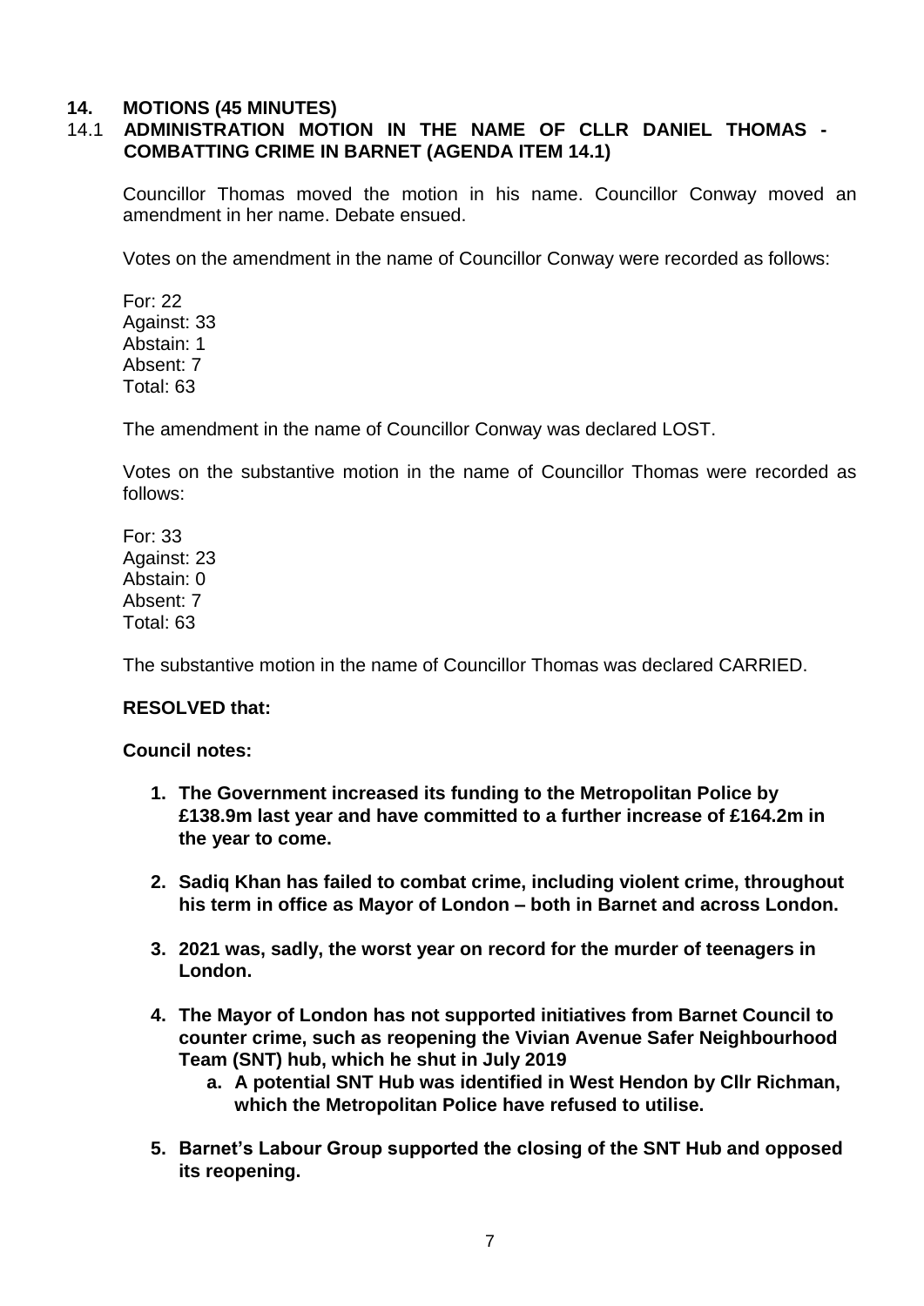### 14. MOTIONS (45 MINUTES)

### 14.1 ADMINISTRATION MOTION IN THE NAME OF CLLR DANIEL THOMAS - COMBATTING CRIME IN BARNET (AGENDA ITEM 14.1)

Councillor Thomas moved the motion in his name. Councillor Conway moved an amendment in her name. Debate ensued.

Votes on the amendment in the name of Councillor Conway were recorded as follows:

For: 22
Against: 33
Abstain: 1
Absent: 7
Total: 63

The amendment in the name of Councillor Conway was declared LOST.

Votes on the substantive motion in the name of Councillor Thomas were recorded as follows:

For: 33
Against: 23
Abstain: 0
Absent: 7
Total: 63

The substantive motion in the name of Councillor Thomas was declared CARRIED.

**RESOLVED that:**

**Council notes:**

1. **The Government increased its funding to the Metropolitan Police by £138.9m last year and have committed to a further increase of £164.2m in the year to come.**
2. **Sadiq Khan has failed to combat crime, including violent crime, throughout his term in office as Mayor of London – both in Barnet and across London.**
3. **2021 was, sadly, the worst year on record for the murder of teenagers in London.**
4. **The Mayor of London has not supported initiatives from Barnet Council to counter crime, such as reopening the Vivian Avenue Safer Neighbourhood Team (SNT) hub, which he shut in July 2019**
   a. **A potential SNT Hub was identified in West Hendon by Cllr Richman, which the Metropolitan Police have refused to utilise.**
5. **Barnet's Labour Group supported the closing of the SNT Hub and opposed its reopening.**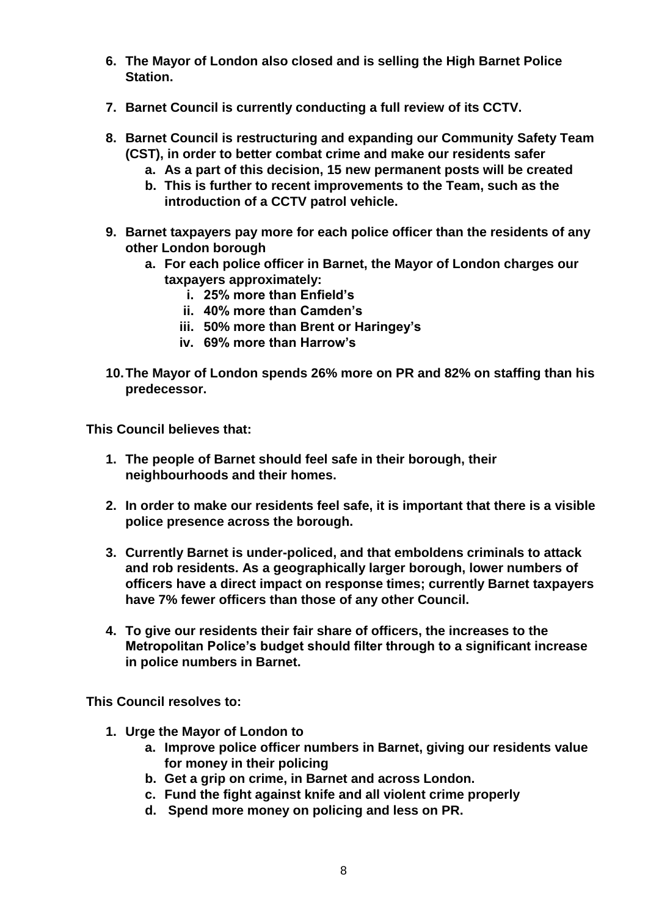6. **The Mayor of London also closed and is selling the High Barnet Police Station.**

7. **Barnet Council is currently conducting a full review of its CCTV.**

8. **Barnet Council is restructuring and expanding our Community Safety Team (CST), in order to better combat crime and make our residents safer**
    a. **As a part of this decision, 15 new permanent posts will be created**
    b. **This is further to recent improvements to the Team, such as the introduction of a CCTV patrol vehicle.**

9. **Barnet taxpayers pay more for each police officer than the residents of any other London borough**
    a. **For each police officer in Barnet, the Mayor of London charges our taxpayers approximately:**
        i. **25% more than Enfield's**
        ii. **40% more than Camden's**
        iii. **50% more than Brent or Haringey's**
        iv. **69% more than Harrow's**

10. **The Mayor of London spends 26% more on PR and 82% on staffing than his predecessor.**

**This Council believes that:**

1. **The people of Barnet should feel safe in their borough, their neighbourhoods and their homes.**

2. **In order to make our residents feel safe, it is important that there is a visible police presence across the borough.**

3. **Currently Barnet is under-policed, and that emboldens criminals to attack and rob residents. As a geographically larger borough, lower numbers of officers have a direct impact on response times; currently Barnet taxpayers have 7% fewer officers than those of any other Council.**

4. **To give our residents their fair share of officers, the increases to the Metropolitan Police's budget should filter through to a significant increase in police numbers in Barnet.**

**This Council resolves to:**

1. **Urge the Mayor of London to**
    a. **Improve police officer numbers in Barnet, giving our residents value for money in their policing**
    b. **Get a grip on crime, in Barnet and across London.**
    c. **Fund the fight against knife and all violent crime properly**
    d. **Spend more money on policing and less on PR.**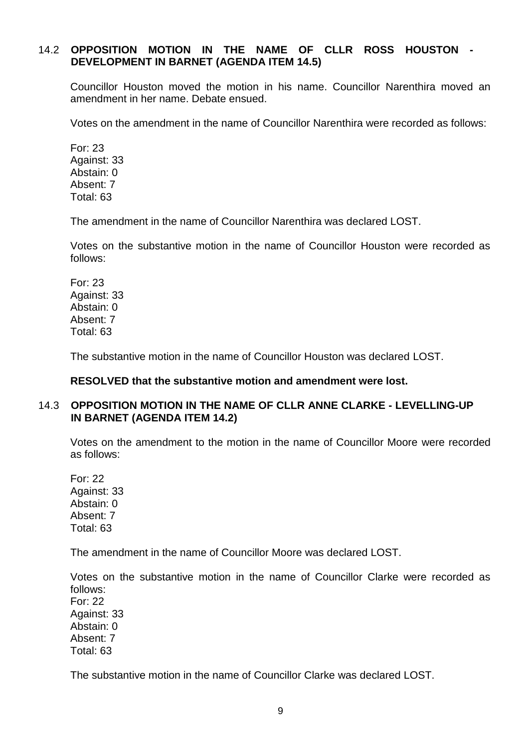### 14.2 OPPOSITION MOTION IN THE NAME OF CLLR ROSS HOUSTON - DEVELOPMENT IN BARNET (AGENDA ITEM 14.5)

Councillor Houston moved the motion in his name. Councillor Narenthira moved an amendment in her name. Debate ensued.

Votes on the amendment in the name of Councillor Narenthira were recorded as follows:

For: 23
Against: 33
Abstain: 0
Absent: 7
Total: 63

The amendment in the name of Councillor Narenthira was declared LOST.

Votes on the substantive motion in the name of Councillor Houston were recorded as follows:

For: 23
Against: 33
Abstain: 0
Absent: 7
Total: 63

The substantive motion in the name of Councillor Houston was declared LOST.

**RESOLVED that the substantive motion and amendment were lost.**

### 14.3 OPPOSITION MOTION IN THE NAME OF CLLR ANNE CLARKE - LEVELLING-UP IN BARNET (AGENDA ITEM 14.2)

Votes on the amendment to the motion in the name of Councillor Moore were recorded as follows:

For: 22
Against: 33
Abstain: 0
Absent: 7
Total: 63

The amendment in the name of Councillor Moore was declared LOST.

Votes on the substantive motion in the name of Councillor Clarke were recorded as follows:
For: 22
Against: 33
Abstain: 0
Absent: 7
Total: 63

The substantive motion in the name of Councillor Clarke was declared LOST.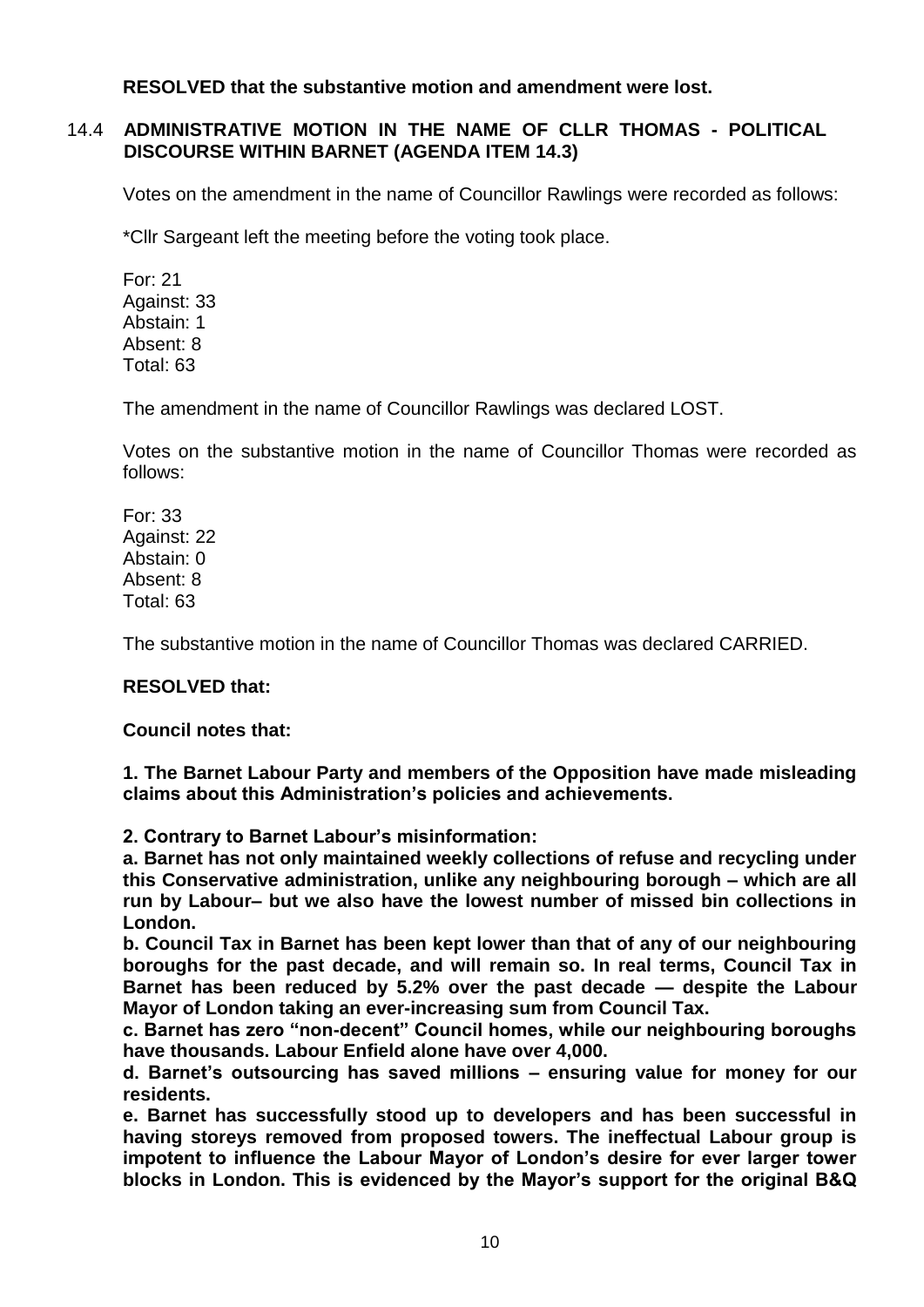**RESOLVED that the substantive motion and amendment were lost.**

### 14.4 ADMINISTRATIVE MOTION IN THE NAME OF CLLR THOMAS - POLITICAL DISCOURSE WITHIN BARNET (AGENDA ITEM 14.3)

Votes on the amendment in the name of Councillor Rawlings were recorded as follows:

*Cllr Sargeant left the meeting before the voting took place.

For: 21
Against: 33
Abstain: 1
Absent: 8
Total: 63

The amendment in the name of Councillor Rawlings was declared LOST.

Votes on the substantive motion in the name of Councillor Thomas were recorded as follows:

For: 33
Against: 22
Abstain: 0
Absent: 8
Total: 63

The substantive motion in the name of Councillor Thomas was declared CARRIED.

**RESOLVED that:**

**Council notes that:**

**1. The Barnet Labour Party and members of the Opposition have made misleading claims about this Administration's policies and achievements.**

**2. Contrary to Barnet Labour's misinformation:**
**a. Barnet has not only maintained weekly collections of refuse and recycling under this Conservative administration, unlike any neighbouring borough – which are all run by Labour– but we also have the lowest number of missed bin collections in London.**
**b. Council Tax in Barnet has been kept lower than that of any of our neighbouring boroughs for the past decade, and will remain so. In real terms, Council Tax in Barnet has been reduced by 5.2% over the past decade — despite the Labour Mayor of London taking an ever-increasing sum from Council Tax.**
**c. Barnet has zero "non-decent" Council homes, while our neighbouring boroughs have thousands. Labour Enfield alone have over 4,000.**
**d. Barnet's outsourcing has saved millions – ensuring value for money for our residents.**
**e. Barnet has successfully stood up to developers and has been successful in having storeys removed from proposed towers. The ineffectual Labour group is impotent to influence the Labour Mayor of London's desire for ever larger tower blocks in London. This is evidenced by the Mayor's support for the original B&Q**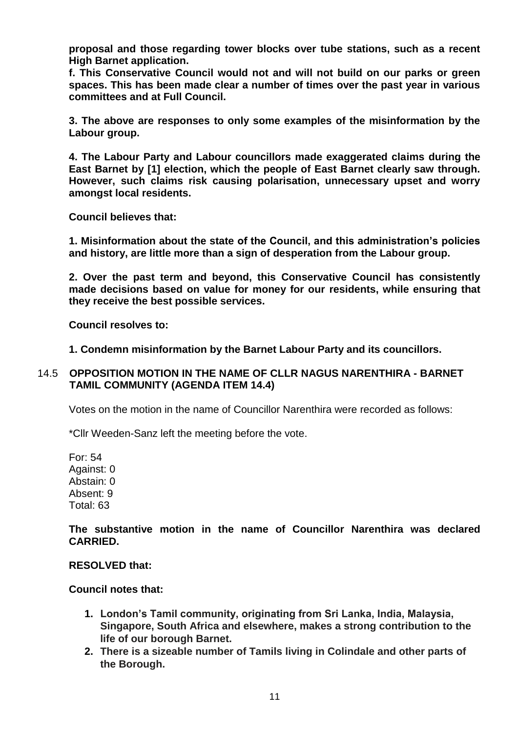**proposal and those regarding tower blocks over tube stations, such as a recent High Barnet application.**

**f. This Conservative Council would not and will not build on our parks or green spaces. This has been made clear a number of times over the past year in various committees and at Full Council.**

**3. The above are responses to only some examples of the misinformation by the Labour group.**

**4. The Labour Party and Labour councillors made exaggerated claims during the East Barnet by [1] election, which the people of East Barnet clearly saw through. However, such claims risk causing polarisation, unnecessary upset and worry amongst local residents.**

**Council believes that:**

**1. Misinformation about the state of the Council, and this administration's policies and history, are little more than a sign of desperation from the Labour group.**

**2. Over the past term and beyond, this Conservative Council has consistently made decisions based on value for money for our residents, while ensuring that they receive the best possible services.**

**Council resolves to:**

**1. Condemn misinformation by the Barnet Labour Party and its councillors.**

## 14.5 OPPOSITION MOTION IN THE NAME OF CLLR NAGUS NARENTHIRA - BARNET TAMIL COMMUNITY (AGENDA ITEM 14.4)

Votes on the motion in the name of Councillor Narenthira were recorded as follows:

*Cllr Weeden-Sanz left the meeting before the vote.

For: 54
Against: 0
Abstain: 0
Absent: 9
Total: 63

**The substantive motion in the name of Councillor Narenthira was declared CARRIED.**

**RESOLVED that:**

**Council notes that:**

1. **London's Tamil community, originating from Sri Lanka, India, Malaysia, Singapore, South Africa and elsewhere, makes a strong contribution to the life of our borough Barnet.**
2. **There is a sizeable number of Tamils living in Colindale and other parts of the Borough.**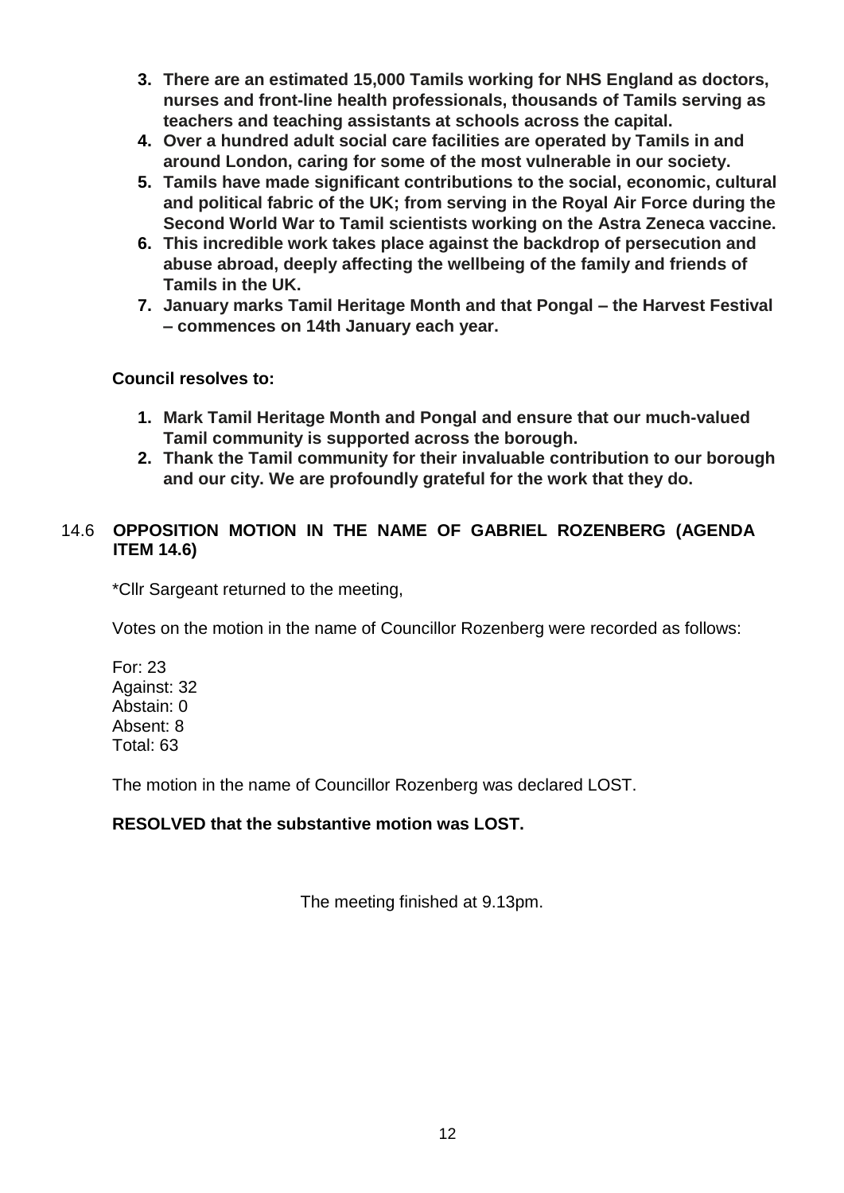3. **There are an estimated 15,000 Tamils working for NHS England as doctors, nurses and front-line health professionals, thousands of Tamils serving as teachers and teaching assistants at schools across the capital.**
4. **Over a hundred adult social care facilities are operated by Tamils in and around London, caring for some of the most vulnerable in our society.**
5. **Tamils have made significant contributions to the social, economic, cultural and political fabric of the UK; from serving in the Royal Air Force during the Second World War to Tamil scientists working on the Astra Zeneca vaccine.**
6. **This incredible work takes place against the backdrop of persecution and abuse abroad, deeply affecting the wellbeing of the family and friends of Tamils in the UK.**
7. **January marks Tamil Heritage Month and that Pongal – the Harvest Festival – commences on 14th January each year.**

**Council resolves to:**

1. **Mark Tamil Heritage Month and Pongal and ensure that our much-valued Tamil community is supported across the borough.**
2. **Thank the Tamil community for their invaluable contribution to our borough and our city. We are profoundly grateful for the work that they do.**

### 14.6 OPPOSITION MOTION IN THE NAME OF GABRIEL ROZENBERG (AGENDA ITEM 14.6)

*Cllr Sargeant returned to the meeting,

Votes on the motion in the name of Councillor Rozenberg were recorded as follows:

For: 23
Against: 32
Abstain: 0
Absent: 8
Total: 63

The motion in the name of Councillor Rozenberg was declared LOST.

**RESOLVED that the substantive motion was LOST.**

The meeting finished at 9.13pm.